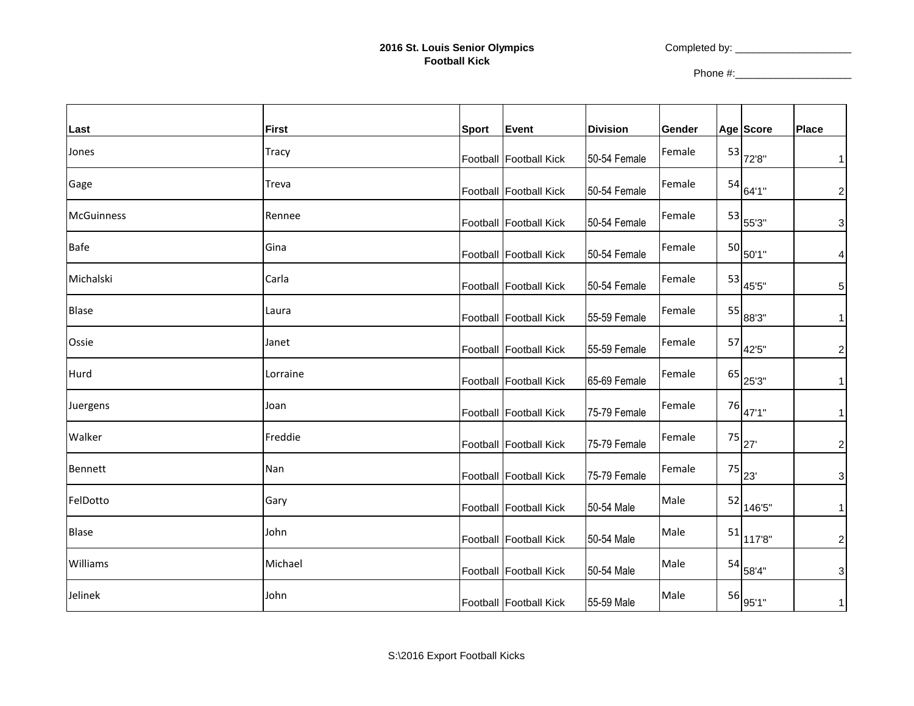**2016 St. Louis Senior Olympics**
**Football Kick**

Completed by: ____________________

Phone #:____________________

| Last | First | Sport | Event | Division | Gender | Age | Score | Place |
|---|---|---|---|---|---|---|---|---|
| Jones | Tracy | Football | Football Kick | 50-54 Female | Female | 53 | 72'8" | 1 |
| Gage | Treva | Football | Football Kick | 50-54 Female | Female | 54 | 64'1" | 2 |
| McGuinness | Rennee | Football | Football Kick | 50-54 Female | Female | 53 | 55'3" | 3 |
| Bafe | Gina | Football | Football Kick | 50-54 Female | Female | 50 | 50'1" | 4 |
| Michalski | Carla | Football | Football Kick | 50-54 Female | Female | 53 | 45'5" | 5 |
| Blase | Laura | Football | Football Kick | 55-59 Female | Female | 55 | 88'3" | 1 |
| Ossie | Janet | Football | Football Kick | 55-59 Female | Female | 57 | 42'5" | 2 |
| Hurd | Lorraine | Football | Football Kick | 65-69 Female | Female | 65 | 25'3" | 1 |
| Juergens | Joan | Football | Football Kick | 75-79 Female | Female | 76 | 47'1" | 1 |
| Walker | Freddie | Football | Football Kick | 75-79 Female | Female | 75 | 27' | 2 |
| Bennett | Nan | Football | Football Kick | 75-79 Female | Female | 75 | 23' | 3 |
| FelDotto | Gary | Football | Football Kick | 50-54 Male | Male | 52 | 146'5" | 1 |
| Blase | John | Football | Football Kick | 50-54 Male | Male | 51 | 117'8" | 2 |
| Williams | Michael | Football | Football Kick | 50-54 Male | Male | 54 | 58'4" | 3 |
| Jelinek | John | Football | Football Kick | 55-59 Male | Male | 56 | 95'1" | 1 |

S:\2016 Export Football Kicks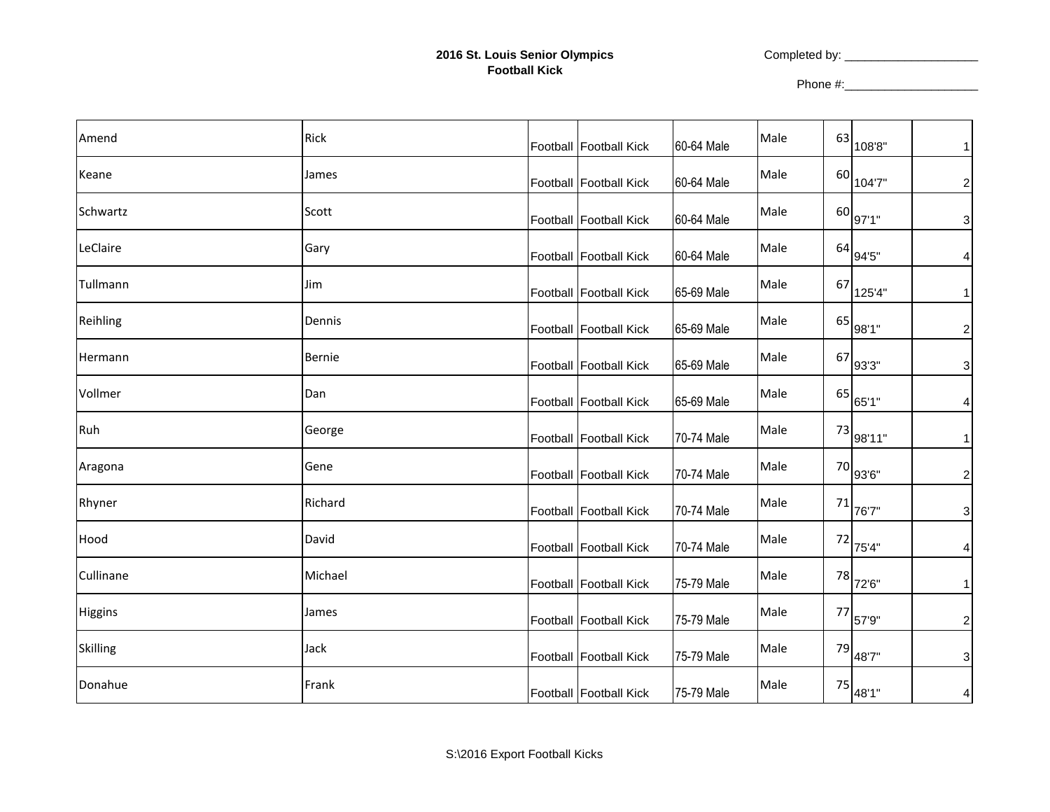**2016 St. Louis Senior Olympics**
**Football Kick**

Completed by: ____________________

Phone #:____________________

| | | | | | | | | |
|---|---|---|---|---|---|---|---|---|
| Amend | Rick | Football | Football Kick | 60-64 Male | Male | 63 | 108'8" | 1 |
| Keane | James | Football | Football Kick | 60-64 Male | Male | 60 | 104'7" | 2 |
| Schwartz | Scott | Football | Football Kick | 60-64 Male | Male | 60 | 97'1" | 3 |
| LeClaire | Gary | Football | Football Kick | 60-64 Male | Male | 64 | 94'5" | 4 |
| Tullmann | Jim | Football | Football Kick | 65-69 Male | Male | 67 | 125'4" | 1 |
| Reihling | Dennis | Football | Football Kick | 65-69 Male | Male | 65 | 98'1" | 2 |
| Hermann | Bernie | Football | Football Kick | 65-69 Male | Male | 67 | 93'3" | 3 |
| Vollmer | Dan | Football | Football Kick | 65-69 Male | Male | 65 | 65'1" | 4 |
| Ruh | George | Football | Football Kick | 70-74 Male | Male | 73 | 98'11" | 1 |
| Aragona | Gene | Football | Football Kick | 70-74 Male | Male | 70 | 93'6" | 2 |
| Rhyner | Richard | Football | Football Kick | 70-74 Male | Male | 71 | 76'7" | 3 |
| Hood | David | Football | Football Kick | 70-74 Male | Male | 72 | 75'4" | 4 |
| Cullinane | Michael | Football | Football Kick | 75-79 Male | Male | 78 | 72'6" | 1 |
| Higgins | James | Football | Football Kick | 75-79 Male | Male | 77 | 57'9" | 2 |
| Skilling | Jack | Football | Football Kick | 75-79 Male | Male | 79 | 48'7" | 3 |
| Donahue | Frank | Football | Football Kick | 75-79 Male | Male | 75 | 48'1" | 4 |

S:\2016 Export Football Kicks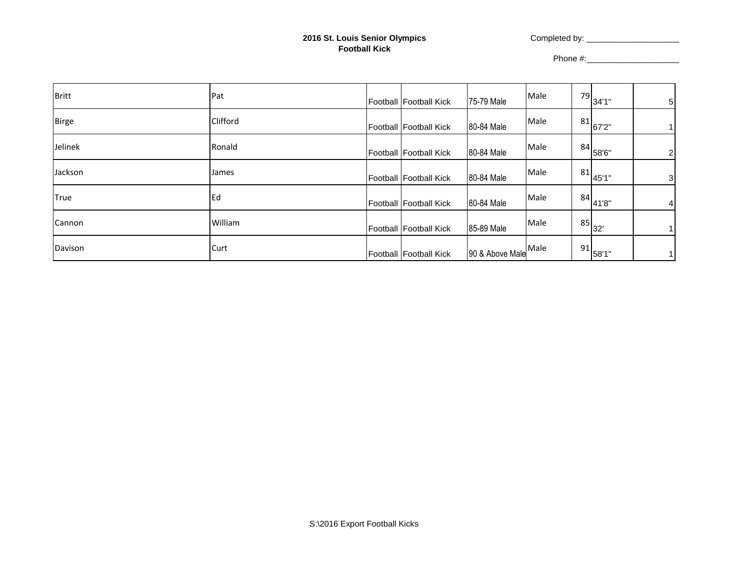**2016 St. Louis Senior Olympics**
**Football Kick**

Completed by: ____________________

Phone #:____________________

| | | | | | | | | |
|---|---|---|---|---|---|---|---|---|
| Britt | Pat | Football | Football Kick | 75-79 Male | Male | 79 | 34'1" | 5 |
| Birge | Clifford | Football | Football Kick | 80-84 Male | Male | 81 | 67'2" | 1 |
| Jelinek | Ronald | Football | Football Kick | 80-84 Male | Male | 84 | 58'6" | 2 |
| Jackson | James | Football | Football Kick | 80-84 Male | Male | 81 | 45'1" | 3 |
| True | Ed | Football | Football Kick | 80-84 Male | Male | 84 | 41'8" | 4 |
| Cannon | William | Football | Football Kick | 85-89 Male | Male | 85 | 32' | 1 |
| Davison | Curt | Football | Football Kick | 90 & Above Male | Male | 91 | 58'1" | 1 |

S:\2016 Export Football Kicks